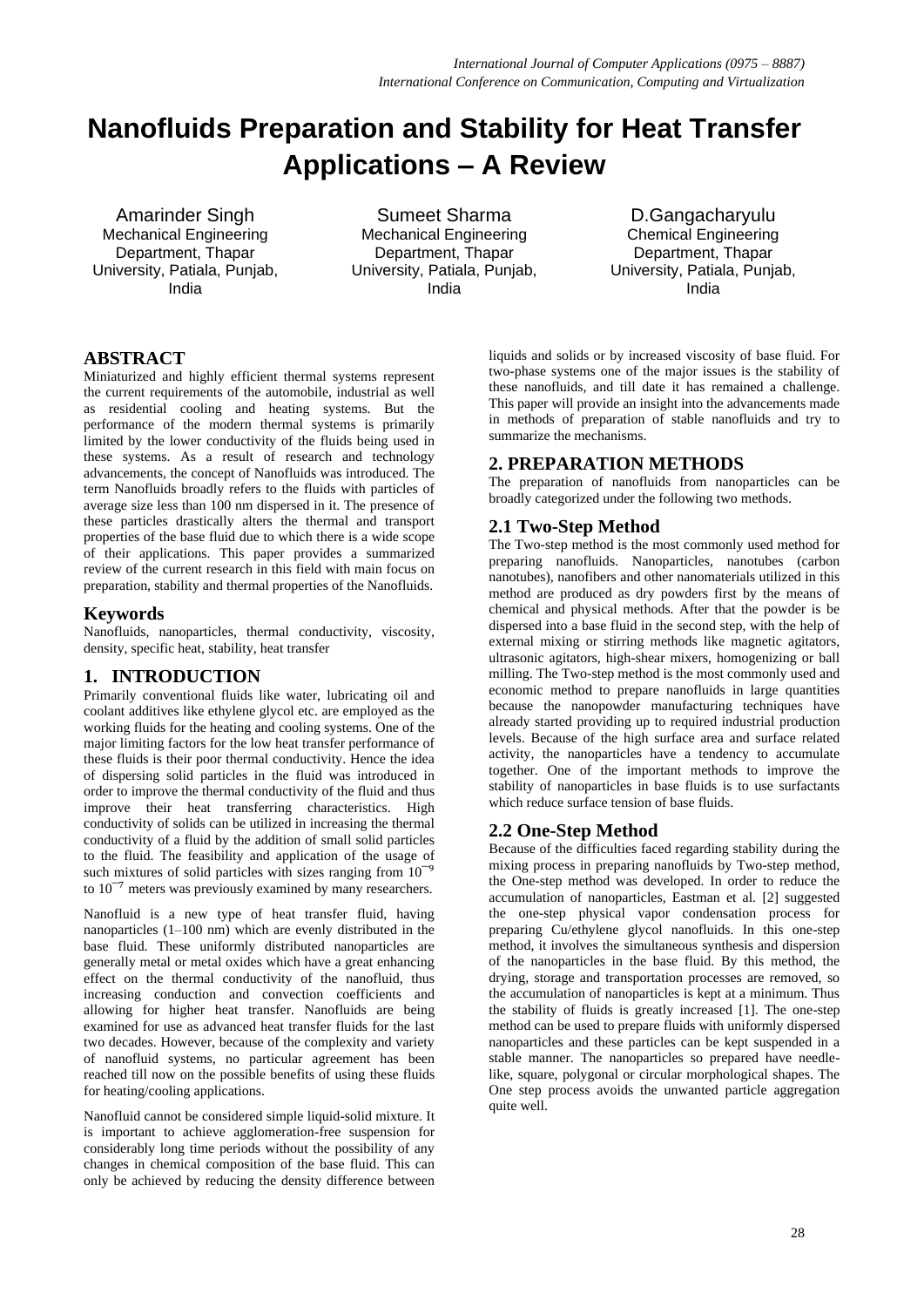# Nanofluids Preparation and Stability for Heat Transfer Applications – A Review

Amarinder Singh
Mechanical Engineering Department, Thapar University, Patiala, Punjab, India

Sumeet Sharma
Mechanical Engineering Department, Thapar University, Patiala, Punjab, India

D.Gangacharyulu
Chemical Engineering Department, Thapar University, Patiala, Punjab, India

## ABSTRACT

Miniaturized and highly efficient thermal systems represent the current requirements of the automobile, industrial as well as residential cooling and heating systems. But the performance of the modern thermal systems is primarily limited by the lower conductivity of the fluids being used in these systems. As a result of research and technology advancements, the concept of Nanofluids was introduced. The term Nanofluids broadly refers to the fluids with particles of average size less than 100 nm dispersed in it. The presence of these particles drastically alters the thermal and transport properties of the base fluid due to which there is a wide scope of their applications. This paper provides a summarized review of the current research in this field with main focus on preparation, stability and thermal properties of the Nanofluids.

### Keywords

Nanofluids, nanoparticles, thermal conductivity, viscosity, density, specific heat, stability, heat transfer

## 1. INTRODUCTION

Primarily conventional fluids like water, lubricating oil and coolant additives like ethylene glycol etc. are employed as the working fluids for the heating and cooling systems. One of the major limiting factors for the low heat transfer performance of these fluids is their poor thermal conductivity. Hence the idea of dispersing solid particles in the fluid was introduced in order to improve the thermal conductivity of the fluid and thus improve their heat transferring characteristics. High conductivity of solids can be utilized in increasing the thermal conductivity of a fluid by the addition of small solid particles to the fluid. The feasibility and application of the usage of such mixtures of solid particles with sizes ranging from $10^{-9}$ to $10^{-7}$ meters was previously examined by many researchers.

Nanofluid is a new type of heat transfer fluid, having nanoparticles (1–100 nm) which are evenly distributed in the base fluid. These uniformly distributed nanoparticles are generally metal or metal oxides which have a great enhancing effect on the thermal conductivity of the nanofluid, thus increasing conduction and convection coefficients and allowing for higher heat transfer. Nanofluids are being examined for use as advanced heat transfer fluids for the last two decades. However, because of the complexity and variety of nanofluid systems, no particular agreement has been reached till now on the possible benefits of using these fluids for heating/cooling applications.

Nanofluid cannot be considered simple liquid-solid mixture. It is important to achieve agglomeration-free suspension for considerably long time periods without the possibility of any changes in chemical composition of the base fluid. This can only be achieved by reducing the density difference between liquids and solids or by increased viscosity of base fluid. For two-phase systems one of the major issues is the stability of these nanofluids, and till date it has remained a challenge. This paper will provide an insight into the advancements made in methods of preparation of stable nanofluids and try to summarize the mechanisms.

## 2. PREPARATION METHODS

The preparation of nanofluids from nanoparticles can be broadly categorized under the following two methods.

### 2.1 Two-Step Method

The Two-step method is the most commonly used method for preparing nanofluids. Nanoparticles, nanotubes (carbon nanotubes), nanofibers and other nanomaterials utilized in this method are produced as dry powders first by the means of chemical and physical methods. After that the powder is be dispersed into a base fluid in the second step, with the help of external mixing or stirring methods like magnetic agitators, ultrasonic agitators, high-shear mixers, homogenizing or ball milling. The Two-step method is the most commonly used and economic method to prepare nanofluids in large quantities because the nanopowder manufacturing techniques have already started providing up to required industrial production levels. Because of the high surface area and surface related activity, the nanoparticles have a tendency to accumulate together. One of the important methods to improve the stability of nanoparticles in base fluids is to use surfactants which reduce surface tension of base fluids.

### 2.2 One-Step Method

Because of the difficulties faced regarding stability during the mixing process in preparing nanofluids by Two-step method, the One-step method was developed. In order to reduce the accumulation of nanoparticles, Eastman et al. [2] suggested the one-step physical vapor condensation process for preparing Cu/ethylene glycol nanofluids. In this one-step method, it involves the simultaneous synthesis and dispersion of the nanoparticles in the base fluid. By this method, the drying, storage and transportation processes are removed, so the accumulation of nanoparticles is kept at a minimum. Thus the stability of fluids is greatly increased [1]. The one-step method can be used to prepare fluids with uniformly dispersed nanoparticles and these particles can be kept suspended in a stable manner. The nanoparticles so prepared have needle-like, square, polygonal or circular morphological shapes. The One step process avoids the unwanted particle aggregation quite well.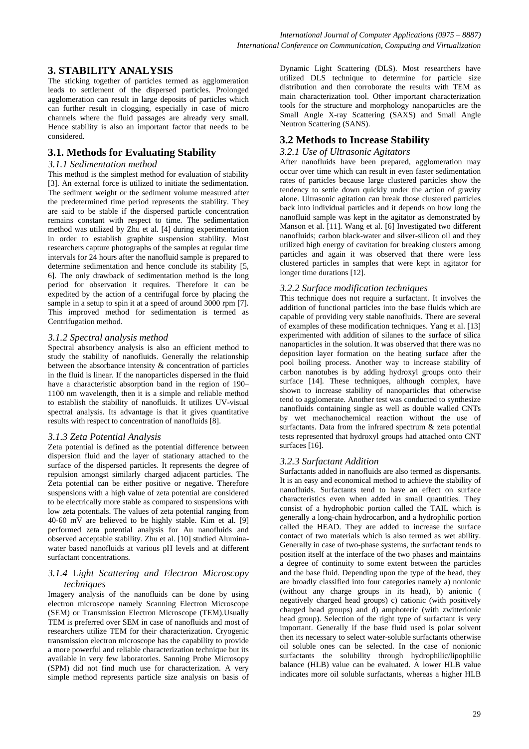## 3. STABILITY ANALYSIS

The sticking together of particles termed as agglomeration leads to settlement of the dispersed particles. Prolonged agglomeration can result in large deposits of particles which can further result in clogging, especially in case of micro channels where the fluid passages are already very small. Hence stability is also an important factor that needs to be considered.

## 3.1. Methods for Evaluating Stability

### *3.1.1 Sedimentation method*

This method is the simplest method for evaluation of stability [3]. An external force is utilized to initiate the sedimentation. The sediment weight or the sediment volume measured after the predetermined time period represents the stability. They are said to be stable if the dispersed particle concentration remains constant with respect to time. The sedimentation method was utilized by Zhu et al. [4] during experimentation in order to establish graphite suspension stability. Most researchers capture photographs of the samples at regular time intervals for 24 hours after the nanofluid sample is prepared to determine sedimentation and hence conclude its stability [5, 6]. The only drawback of sedimentation method is the long period for observation it requires. Therefore it can be expedited by the action of a centrifugal force by placing the sample in a setup to spin it at a speed of around 3000 rpm [7]. This improved method for sedimentation is termed as Centrifugation method.

### *3.1.2 Spectral analysis method*

Spectral absorbency analysis is also an efficient method to study the stability of nanofluids. Generally the relationship between the absorbance intensity & concentration of particles in the fluid is linear. If the nanoparticles dispersed in the fluid have a characteristic absorption band in the region of 190–1100 nm wavelength, then it is a simple and reliable method to establish the stability of nanofluids. It utilizes UV-visual spectral analysis. Its advantage is that it gives quantitative results with respect to concentration of nanofluids [8].

### *3.1.3 Zeta Potential Analysis*

Zeta potential is defined as the potential difference between dispersion fluid and the layer of stationary attached to the surface of the dispersed particles. It represents the degree of repulsion amongst similarly charged adjacent particles. The Zeta potential can be either positive or negative. Therefore suspensions with a high value of zeta potential are considered to be electrically more stable as compared to suspensions with low zeta potentials. The values of zeta potential ranging from 40-60 mV are believed to be highly stable. Kim et al. [9] performed zeta potential analysis for Au nanofluids and observed acceptable stability. Zhu et al. [10] studied Alumina-water based nanofluids at various pH levels and at different surfactant concentrations.

### *3.1.4 Light Scattering and Electron Microscopy techniques*

Imagery analysis of the nanofluids can be done by using electron microscope namely Scanning Electron Microscope (SEM) or Transmission Electron Microscope (TEM).Usually TEM is preferred over SEM in case of nanofluids and most of researchers utilize TEM for their characterization. Cryogenic transmission electron microscope has the capability to provide a more powerful and reliable characterization technique but its available in very few laboratories. Sanning Probe Microsopy (SPM) did not find much use for characterization. A very simple method represents particle size analysis on basis of Dynamic Light Scattering (DLS). Most researchers have utilized DLS technique to determine for particle size distribution and then corroborate the results with TEM as main characterization tool. Other important characterization tools for the structure and morphology nanoparticles are the Small Angle X-ray Scattering (SAXS) and Small Angle Neutron Scattering (SANS).

## 3.2 Methods to Increase Stability

### *3.2.1 Use of Ultrasonic Agitators*

After nanofluids have been prepared, agglomeration may occur over time which can result in even faster sedimentation rates of particles because large clustered particles show the tendency to settle down quickly under the action of gravity alone. Ultrasonic agitation can break those clustered particles back into individual particles and it depends on how long the nanofluid sample was kept in the agitator as demonstrated by Manson et al. [11]. Wang et al. [6] Investigated two different nanofluids; carbon black-water and silver-silicon oil and they utilized high energy of cavitation for breaking clusters among particles and again it was observed that there were less clustered particles in samples that were kept in agitator for longer time durations [12].

### *3.2.2 Surface modification techniques*

This technique does not require a surfactant. It involves the addition of functional particles into the base fluids which are capable of providing very stable nanofluids. There are several of examples of these modification techniques. Yang et al. [13] experimented with addition of silanes to the surface of silica nanoparticles in the solution. It was observed that there was no deposition layer formation on the heating surface after the pool boiling process. Another way to increase stability of carbon nanotubes is by adding hydroxyl groups onto their surface [14]. These techniques, although complex, have shown to increase stability of nanoparticles that otherwise tend to agglomerate. Another test was conducted to synthesize nanofluids containing single as well as double walled CNTs by wet mechanochemical reaction without the use of surfactants. Data from the infrared spectrum & zeta potential tests represented that hydroxyl groups had attached onto CNT surfaces [16].

### *3.2.3 Surfactant Addition*

Surfactants added in nanofluids are also termed as dispersants. It is an easy and economical method to achieve the stability of nanofluids. Surfactants tend to have an effect on surface characteristics even when added in small quantities. They consist of a hydrophobic portion called the TAIL which is generally a long-chain hydrocarbon, and a hydrophilic portion called the HEAD. They are added to increase the surface contact of two materials which is also termed as wet ability. Generally in case of two-phase systems, the surfactant tends to position itself at the interface of the two phases and maintains a degree of continuity to some extent between the particles and the base fluid. Depending upon the type of the head, they are broadly classified into four categories namely a) nonionic (without any charge groups in its head), b) anionic ( negatively charged head groups) c) cationic (with positively charged head groups) and d) amphoteric (with zwitterionic head group). Selection of the right type of surfactant is very important. Generally if the base fluid used is polar solvent then its necessary to select water-soluble surfactants otherwise oil soluble ones can be selected. In the case of nonionic surfactants the solubility through hydrophilic/lipophilic balance (HLB) value can be evaluated. A lower HLB value indicates more oil soluble surfactants, whereas a higher HLB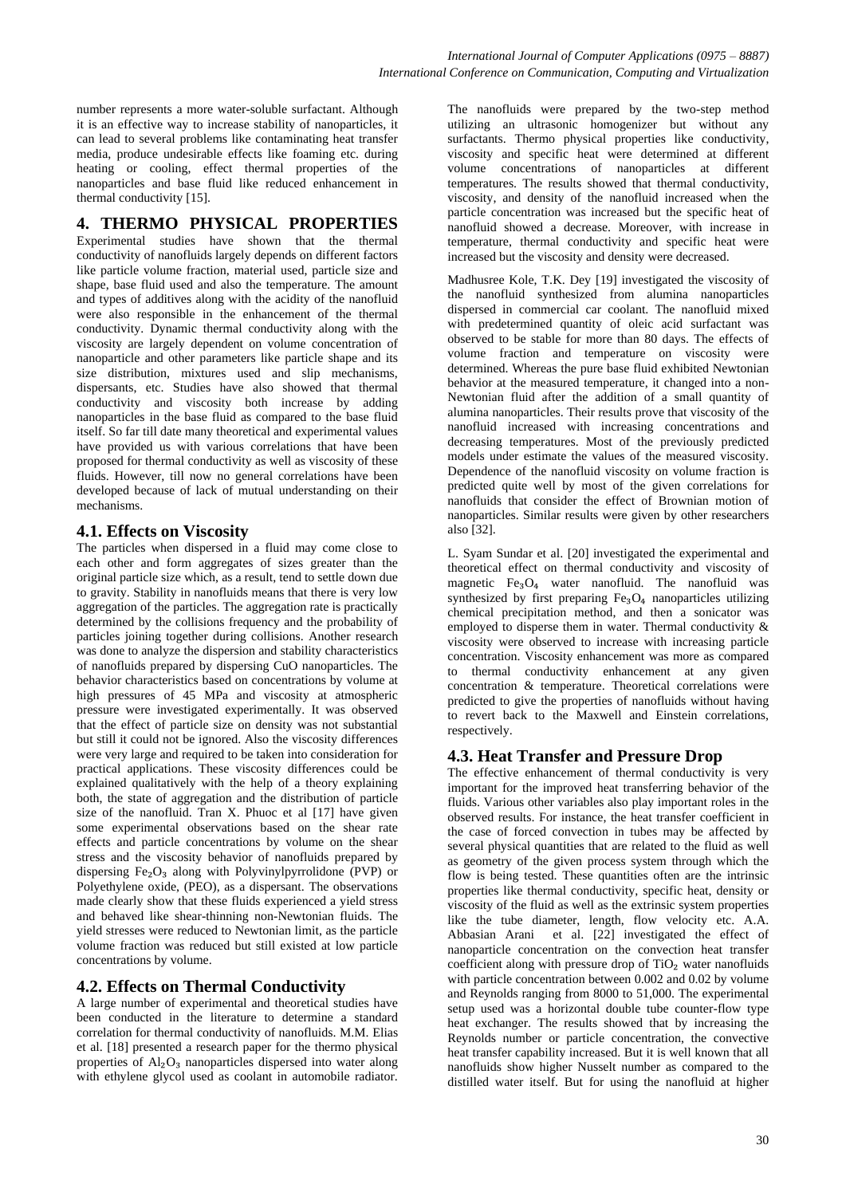number represents a more water-soluble surfactant. Although it is an effective way to increase stability of nanoparticles, it can lead to several problems like contaminating heat transfer media, produce undesirable effects like foaming etc. during heating or cooling, effect thermal properties of the nanoparticles and base fluid like reduced enhancement in thermal conductivity [15].

# 4. THERMO PHYSICAL PROPERTIES

Experimental studies have shown that the thermal conductivity of nanofluids largely depends on different factors like particle volume fraction, material used, particle size and shape, base fluid used and also the temperature. The amount and types of additives along with the acidity of the nanofluid were also responsible in the enhancement of the thermal conductivity. Dynamic thermal conductivity along with the viscosity are largely dependent on volume concentration of nanoparticle and other parameters like particle shape and its size distribution, mixtures used and slip mechanisms, dispersants, etc. Studies have also showed that thermal conductivity and viscosity both increase by adding nanoparticles in the base fluid as compared to the base fluid itself. So far till date many theoretical and experimental values have provided us with various correlations that have been proposed for thermal conductivity as well as viscosity of these fluids. However, till now no general correlations have been developed because of lack of mutual understanding on their mechanisms.

## 4.1. Effects on Viscosity

The particles when dispersed in a fluid may come close to each other and form aggregates of sizes greater than the original particle size which, as a result, tend to settle down due to gravity. Stability in nanofluids means that there is very low aggregation of the particles. The aggregation rate is practically determined by the collisions frequency and the probability of particles joining together during collisions. Another research was done to analyze the dispersion and stability characteristics of nanofluids prepared by dispersing CuO nanoparticles. The behavior characteristics based on concentrations by volume at high pressures of 45 MPa and viscosity at atmospheric pressure were investigated experimentally. It was observed that the effect of particle size on density was not substantial but still it could not be ignored. Also the viscosity differences were very large and required to be taken into consideration for practical applications. These viscosity differences could be explained qualitatively with the help of a theory explaining both, the state of aggregation and the distribution of particle size of the nanofluid. Tran X. Phuoc et al [17] have given some experimental observations based on the shear rate effects and particle concentrations by volume on the shear stress and the viscosity behavior of nanofluids prepared by dispersing $Fe_2O_3$ along with Polyvinylpyrrolidone (PVP) or Polyethylene oxide, (PEO), as a dispersant. The observations made clearly show that these fluids experienced a yield stress and behaved like shear-thinning non-Newtonian fluids. The yield stresses were reduced to Newtonian limit, as the particle volume fraction was reduced but still existed at low particle concentrations by volume.

## 4.2. Effects on Thermal Conductivity

A large number of experimental and theoretical studies have been conducted in the literature to determine a standard correlation for thermal conductivity of nanofluids. M.M. Elias et al. [18] presented a research paper for the thermo physical properties of $Al_2O_3$ nanoparticles dispersed into water along with ethylene glycol used as coolant in automobile radiator. The nanofluids were prepared by the two-step method utilizing an ultrasonic homogenizer but without any surfactants. Thermo physical properties like conductivity, viscosity and specific heat were determined at different volume concentrations of nanoparticles at different temperatures. The results showed that thermal conductivity, viscosity, and density of the nanofluid increased when the particle concentration was increased but the specific heat of nanofluid showed a decrease. Moreover, with increase in temperature, thermal conductivity and specific heat were increased but the viscosity and density were decreased.

Madhusree Kole, T.K. Dey [19] investigated the viscosity of the nanofluid synthesized from alumina nanoparticles dispersed in commercial car coolant. The nanofluid mixed with predetermined quantity of oleic acid surfactant was observed to be stable for more than 80 days. The effects of volume fraction and temperature on viscosity were determined. Whereas the pure base fluid exhibited Newtonian behavior at the measured temperature, it changed into a non-Newtonian fluid after the addition of a small quantity of alumina nanoparticles. Their results prove that viscosity of the nanofluid increased with increasing concentrations and decreasing temperatures. Most of the previously predicted models under estimate the values of the measured viscosity. Dependence of the nanofluid viscosity on volume fraction is predicted quite well by most of the given correlations for nanofluids that consider the effect of Brownian motion of nanoparticles. Similar results were given by other researchers also [32].

L. Syam Sundar et al. [20] investigated the experimental and theoretical effect on thermal conductivity and viscosity of magnetic $Fe_3O_4$ water nanofluid. The nanofluid was synthesized by first preparing $Fe_3O_4$ nanoparticles utilizing chemical precipitation method, and then a sonicator was employed to disperse them in water. Thermal conductivity & viscosity were observed to increase with increasing particle concentration. Viscosity enhancement was more as compared to thermal conductivity enhancement at any given concentration & temperature. Theoretical correlations were predicted to give the properties of nanofluids without having to revert back to the Maxwell and Einstein correlations, respectively.

## 4.3. Heat Transfer and Pressure Drop

The effective enhancement of thermal conductivity is very important for the improved heat transferring behavior of the fluids. Various other variables also play important roles in the observed results. For instance, the heat transfer coefficient in the case of forced convection in tubes may be affected by several physical quantities that are related to the fluid as well as geometry of the given process system through which the flow is being tested. These quantities often are the intrinsic properties like thermal conductivity, specific heat, density or viscosity of the fluid as well as the extrinsic system properties like the tube diameter, length, flow velocity etc. A.A. Abbasian Arani et al. [22] investigated the effect of nanoparticle concentration on the convection heat transfer coefficient along with pressure drop of $TiO_2$ water nanofluids with particle concentration between 0.002 and 0.02 by volume and Reynolds ranging from 8000 to 51,000. The experimental setup used was a horizontal double tube counter-flow type heat exchanger. The results showed that by increasing the Reynolds number or particle concentration, the convective heat transfer capability increased. But it is well known that all nanofluids show higher Nusselt number as compared to the distilled water itself. But for using the nanofluid at higher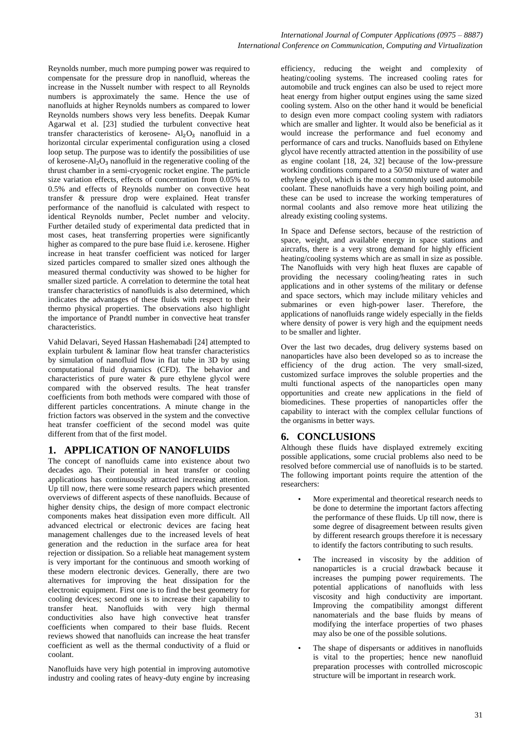Reynolds number, much more pumping power was required to compensate for the pressure drop in nanofluid, whereas the increase in the Nusselt number with respect to all Reynolds numbers is approximately the same. Hence the use of nanofluids at higher Reynolds numbers as compared to lower Reynolds numbers shows very less benefits. Deepak Kumar Agarwal et al. [23] studied the turbulent convective heat transfer characteristics of kerosene- $Al_2O_3$ nanofluid in a horizontal circular experimental configuration using a closed loop setup. The purpose was to identify the possibilities of use of kerosene-$Al_2O_3$ nanofluid in the regenerative cooling of the thrust chamber in a semi-cryogenic rocket engine. The particle size variation effects, effects of concentration from 0.05% to 0.5% and effects of Reynolds number on convective heat transfer & pressure drop were explained. Heat transfer performance of the nanofluid is calculated with respect to identical Reynolds number, Peclet number and velocity. Further detailed study of experimental data predicted that in most cases, heat transferring properties were significantly higher as compared to the pure base fluid i.e. kerosene. Higher increase in heat transfer coefficient was noticed for larger sized particles compared to smaller sized ones although the measured thermal conductivity was showed to be higher for smaller sized particle. A correlation to determine the total heat transfer characteristics of nanofluids is also determined, which indicates the advantages of these fluids with respect to their thermo physical properties. The observations also highlight the importance of Prandtl number in convective heat transfer characteristics.

Vahid Delavari, Seyed Hassan Hashemabadi [24] attempted to explain turbulent & laminar flow heat transfer characteristics by simulation of nanofluid flow in flat tube in 3D by using computational fluid dynamics (CFD). The behavior and characteristics of pure water & pure ethylene glycol were compared with the observed results. The heat transfer coefficients from both methods were compared with those of different particles concentrations. A minute change in the friction factors was observed in the system and the convective heat transfer coefficient of the second model was quite different from that of the first model.

## 1. APPLICATION OF NANOFLUIDS

The concept of nanofluids came into existence about two decades ago. Their potential in heat transfer or cooling applications has continuously attracted increasing attention. Up till now, there were some research papers which presented overviews of different aspects of these nanofluids. Because of higher density chips, the design of more compact electronic components makes heat dissipation even more difficult. All advanced electrical or electronic devices are facing heat management challenges due to the increased levels of heat generation and the reduction in the surface area for heat rejection or dissipation. So a reliable heat management system is very important for the continuous and smooth working of these modern electronic devices. Generally, there are two alternatives for improving the heat dissipation for the electronic equipment. First one is to find the best geometry for cooling devices; second one is to increase their capability to transfer heat. Nanofluids with very high thermal conductivities also have high convective heat transfer coefficients when compared to their base fluids. Recent reviews showed that nanofluids can increase the heat transfer coefficient as well as the thermal conductivity of a fluid or coolant.

Nanofluids have very high potential in improving automotive industry and cooling rates of heavy-duty engine by increasing efficiency, reducing the weight and complexity of heating/cooling systems. The increased cooling rates for automobile and truck engines can also be used to reject more heat energy from higher output engines using the same sized cooling system. Also on the other hand it would be beneficial to design even more compact cooling system with radiators which are smaller and lighter. It would also be beneficial as it would increase the performance and fuel economy and performance of cars and trucks. Nanofluids based on Ethylene glycol have recently attracted attention in the possibility of use as engine coolant [18, 24, 32] because of the low-pressure working conditions compared to a 50/50 mixture of water and ethylene glycol, which is the most commonly used automobile coolant. These nanofluids have a very high boiling point, and these can be used to increase the working temperatures of normal coolants and also remove more heat utilizing the already existing cooling systems.

In Space and Defense sectors, because of the restriction of space, weight, and available energy in space stations and aircrafts, there is a very strong demand for highly efficient heating/cooling systems which are as small in size as possible. The Nanofluids with very high heat fluxes are capable of providing the necessary cooling/heating rates in such applications and in other systems of the military or defense and space sectors, which may include military vehicles and submarines or even high-power laser. Therefore, the applications of nanofluids range widely especially in the fields where density of power is very high and the equipment needs to be smaller and lighter.

Over the last two decades, drug delivery systems based on nanoparticles have also been developed so as to increase the efficiency of the drug action. The very small-sized, customized surface improves the soluble properties and the multi functional aspects of the nanoparticles open many opportunities and create new applications in the field of biomedicines. These properties of nanoparticles offer the capability to interact with the complex cellular functions of the organisms in better ways.

## 6. CONCLUSIONS

Although these fluids have displayed extremely exciting possible applications, some crucial problems also need to be resolved before commercial use of nanofluids is to be started. The following important points require the attention of the researchers:

- More experimental and theoretical research needs to be done to determine the important factors affecting the performance of these fluids. Up till now, there is some degree of disagreement between results given by different research groups therefore it is necessary to identify the factors contributing to such results.
- The increased in viscosity by the addition of nanoparticles is a crucial drawback because it increases the pumping power requirements. The potential applications of nanofluids with less viscosity and high conductivity are important. Improving the compatibility amongst different nanomaterials and the base fluids by means of modifying the interface properties of two phases may also be one of the possible solutions.
- The shape of dispersants or additives in nanofluids is vital to the properties; hence new nanofluid preparation processes with controlled microscopic structure will be important in research work.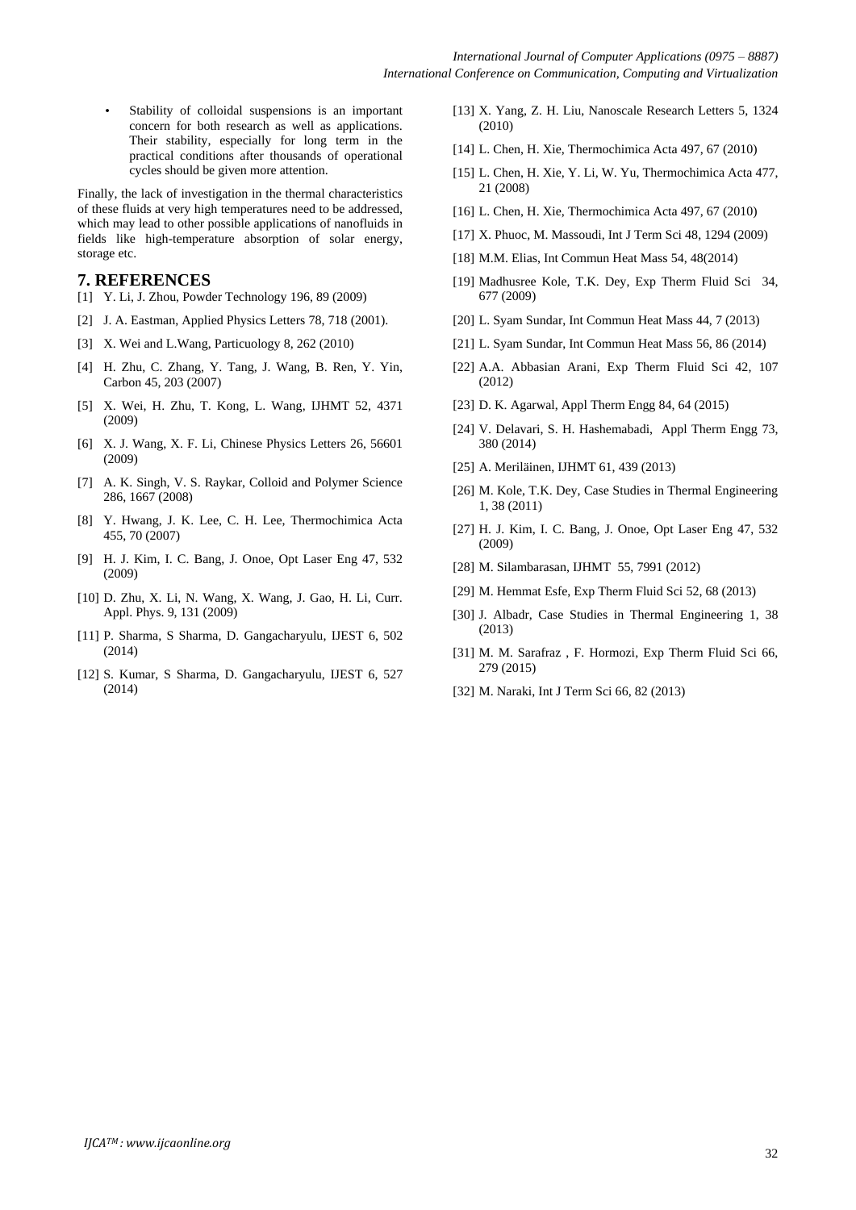- Stability of colloidal suspensions is an important concern for both research as well as applications. Their stability, especially for long term in the practical conditions after thousands of operational cycles should be given more attention.

Finally, the lack of investigation in the thermal characteristics of these fluids at very high temperatures need to be addressed, which may lead to other possible applications of nanofluids in fields like high-temperature absorption of solar energy, storage etc.

## 7. REFERENCES

[1] Y. Li, J. Zhou, Powder Technology 196, 89 (2009)

[2] J. A. Eastman, Applied Physics Letters 78, 718 (2001).

[3] X. Wei and L.Wang, Particuology 8, 262 (2010)

[4] H. Zhu, C. Zhang, Y. Tang, J. Wang, B. Ren, Y. Yin, Carbon 45, 203 (2007)

[5] X. Wei, H. Zhu, T. Kong, L. Wang, IJHMT 52, 4371 (2009)

[6] X. J. Wang, X. F. Li, Chinese Physics Letters 26, 56601 (2009)

[7] A. K. Singh, V. S. Raykar, Colloid and Polymer Science 286, 1667 (2008)

[8] Y. Hwang, J. K. Lee, C. H. Lee, Thermochimica Acta 455, 70 (2007)

[9] H. J. Kim, I. C. Bang, J. Onoe, Opt Laser Eng 47, 532 (2009)

[10] D. Zhu, X. Li, N. Wang, X. Wang, J. Gao, H. Li, Curr. Appl. Phys. 9, 131 (2009)

[11] P. Sharma, S Sharma, D. Gangacharyulu, IJEST 6, 502 (2014)

[12] S. Kumar, S Sharma, D. Gangacharyulu, IJEST 6, 527 (2014)

[13] X. Yang, Z. H. Liu, Nanoscale Research Letters 5, 1324 (2010)

[14] L. Chen, H. Xie, Thermochimica Acta 497, 67 (2010)

[15] L. Chen, H. Xie, Y. Li, W. Yu, Thermochimica Acta 477, 21 (2008)

[16] L. Chen, H. Xie, Thermochimica Acta 497, 67 (2010)

[17] X. Phuoc, M. Massoudi, Int J Term Sci 48, 1294 (2009)

[18] M.M. Elias, Int Commun Heat Mass 54, 48(2014)

[19] Madhusree Kole, T.K. Dey, Exp Therm Fluid Sci 34, 677 (2009)

[20] L. Syam Sundar, Int Commun Heat Mass 44, 7 (2013)

[21] L. Syam Sundar, Int Commun Heat Mass 56, 86 (2014)

[22] A.A. Abbasian Arani, Exp Therm Fluid Sci 42, 107 (2012)

[23] D. K. Agarwal, Appl Therm Engg 84, 64 (2015)

[24] V. Delavari, S. H. Hashemabadi, Appl Therm Engg 73, 380 (2014)

[25] A. Meriläinen, IJHMT 61, 439 (2013)

[26] M. Kole, T.K. Dey, Case Studies in Thermal Engineering 1, 38 (2011)

[27] H. J. Kim, I. C. Bang, J. Onoe, Opt Laser Eng 47, 532 (2009)

[28] M. Silambarasan, IJHMT 55, 7991 (2012)

[29] M. Hemmat Esfe, Exp Therm Fluid Sci 52, 68 (2013)

[30] J. Albadr, Case Studies in Thermal Engineering 1, 38 (2013)

[31] M. M. Sarafraz , F. Hormozi, Exp Therm Fluid Sci 66, 279 (2015)

[32] M. Naraki, Int J Term Sci 66, 82 (2013)